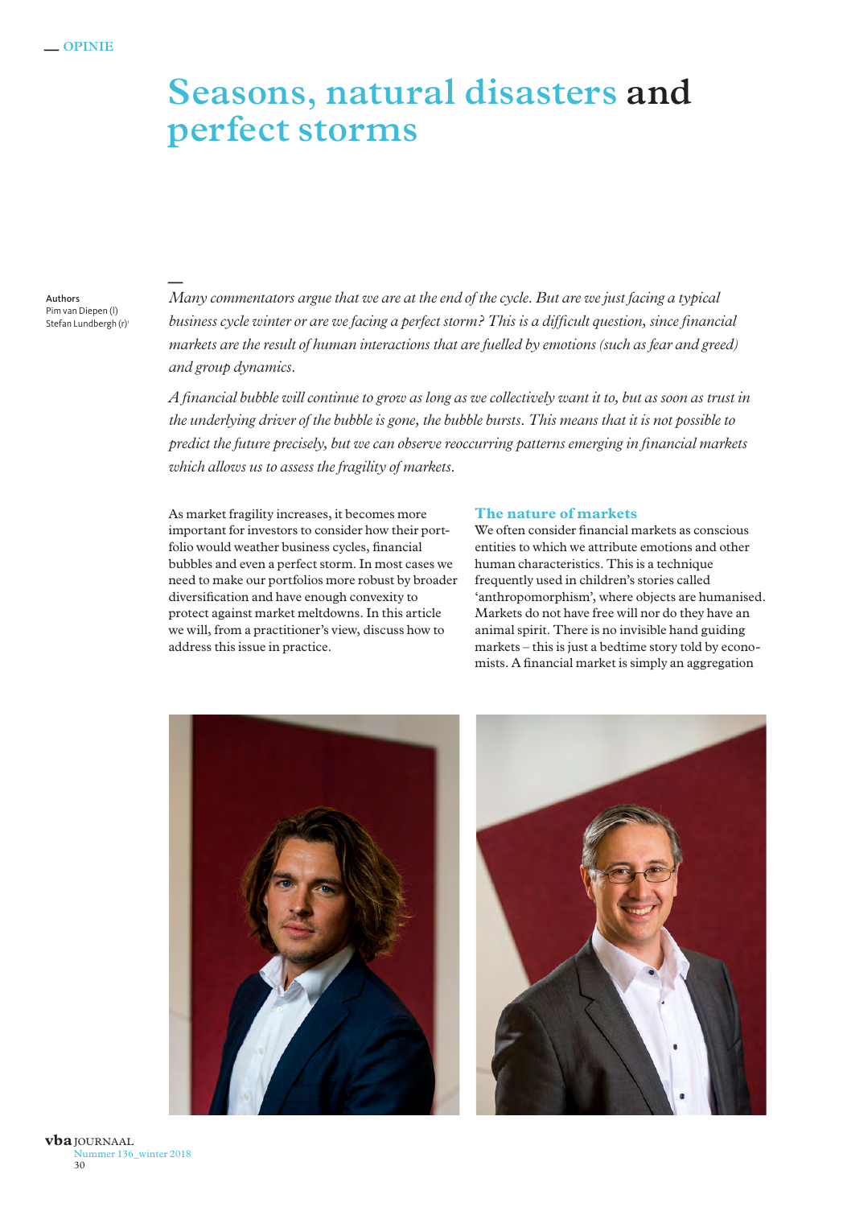OPINIE

# Seasons, natural disasters and perfect storms

**Authors**
Pim van Diepen (l)
Stefan Lundbergh (r)[1]

*Many commentators argue that we are at the end of the cycle. But are we just facing a typical business cycle winter or are we facing a perfect storm? This is a difficult question, since financial markets are the result of human interactions that are fuelled by emotions (such as fear and greed) and group dynamics.*

*A financial bubble will continue to grow as long as we collectively want it to, but as soon as trust in the underlying driver of the bubble is gone, the bubble bursts. This means that it is not possible to predict the future precisely, but we can observe reoccurring patterns emerging in financial markets which allows us to assess the fragility of markets.*

As market fragility increases, it becomes more important for investors to consider how their portfolio would weather business cycles, financial bubbles and even a perfect storm. In most cases we need to make our portfolios more robust by broader diversification and have enough convexity to protect against market meltdowns. In this article we will, from a practitioner's view, discuss how to address this issue in practice.

## The nature of markets

We often consider financial markets as conscious entities to which we attribute emotions and other human characteristics. This is a technique frequently used in children's stories called 'anthropomorphism', where objects are humanised. Markets do not have free will nor do they have an animal spirit. There is no invisible hand guiding markets – this is just a bedtime story told by economists. A financial market is simply an aggregation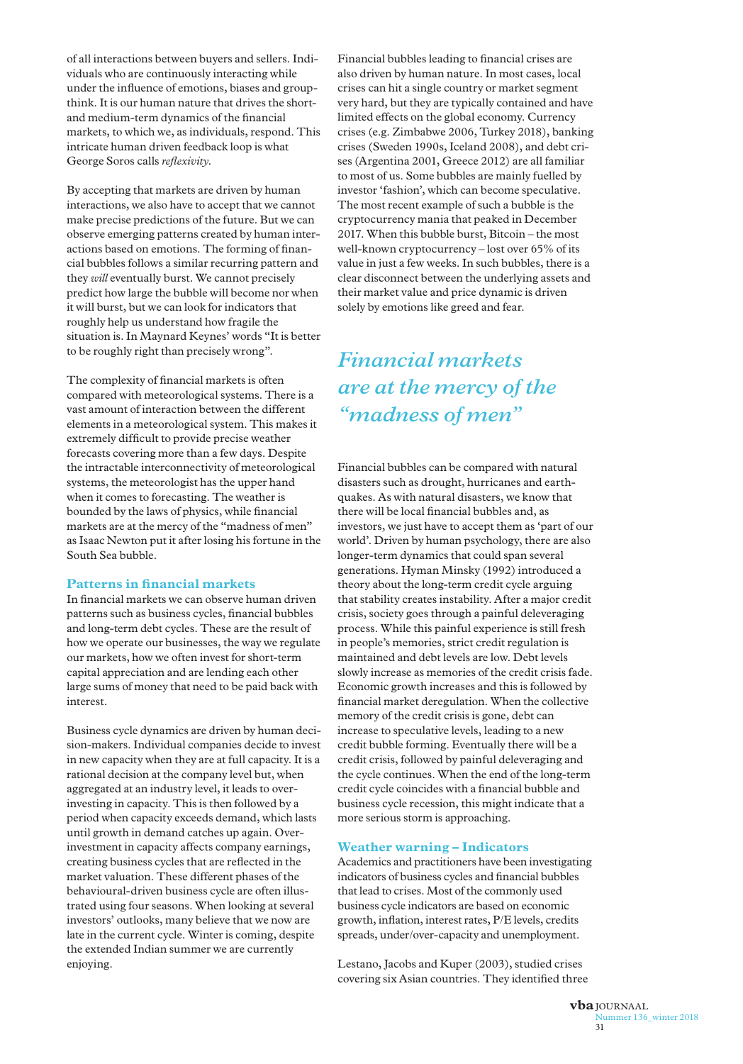of all interactions between buyers and sellers. Individuals who are continuously interacting while under the influence of emotions, biases and groupthink. It is our human nature that drives the short- and medium-term dynamics of the financial markets, to which we, as individuals, respond. This intricate human driven feedback loop is what George Soros calls *reflexivity*.

By accepting that markets are driven by human interactions, we also have to accept that we cannot make precise predictions of the future. But we can observe emerging patterns created by human interactions based on emotions. The forming of financial bubbles follows a similar recurring pattern and they *will* eventually burst. We cannot precisely predict how large the bubble will become nor when it will burst, but we can look for indicators that roughly help us understand how fragile the situation is. In Maynard Keynes' words "It is better to be roughly right than precisely wrong".

The complexity of financial markets is often compared with meteorological systems. There is a vast amount of interaction between the different elements in a meteorological system. This makes it extremely difficult to provide precise weather forecasts covering more than a few days. Despite the intractable interconnectivity of meteorological systems, the meteorologist has the upper hand when it comes to forecasting. The weather is bounded by the laws of physics, while financial markets are at the mercy of the "madness of men" as Isaac Newton put it after losing his fortune in the South Sea bubble.

## Patterns in financial markets

In financial markets we can observe human driven patterns such as business cycles, financial bubbles and long-term debt cycles. These are the result of how we operate our businesses, the way we regulate our markets, how we often invest for short-term capital appreciation and are lending each other large sums of money that need to be paid back with interest.

Business cycle dynamics are driven by human decision-makers. Individual companies decide to invest in new capacity when they are at full capacity. It is a rational decision at the company level but, when aggregated at an industry level, it leads to over-investing in capacity. This is then followed by a period when capacity exceeds demand, which lasts until growth in demand catches up again. Over-investment in capacity affects company earnings, creating business cycles that are reflected in the market valuation. These different phases of the behavioural-driven business cycle are often illustrated using four seasons. When looking at several investors' outlooks, many believe that we now are late in the current cycle. Winter is coming, despite the extended Indian summer we are currently enjoying.

Financial bubbles leading to financial crises are also driven by human nature. In most cases, local crises can hit a single country or market segment very hard, but they are typically contained and have limited effects on the global economy. Currency crises (e.g. Zimbabwe 2006, Turkey 2018), banking crises (Sweden 1990s, Iceland 2008), and debt crises (Argentina 2001, Greece 2012) are all familiar to most of us. Some bubbles are mainly fuelled by investor 'fashion', which can become speculative. The most recent example of such a bubble is the cryptocurrency mania that peaked in December 2017. When this bubble burst, Bitcoin – the most well-known cryptocurrency – lost over 65% of its value in just a few weeks. In such bubbles, there is a clear disconnect between the underlying assets and their market value and price dynamic is driven solely by emotions like greed and fear.

> *Financial markets are at the mercy of the "madness of men"*

Financial bubbles can be compared with natural disasters such as drought, hurricanes and earthquakes. As with natural disasters, we know that there will be local financial bubbles and, as investors, we just have to accept them as 'part of our world'. Driven by human psychology, there are also longer-term dynamics that could span several generations. Hyman Minsky (1992) introduced a theory about the long-term credit cycle arguing that stability creates instability. After a major credit crisis, society goes through a painful deleveraging process. While this painful experience is still fresh in people's memories, strict credit regulation is maintained and debt levels are low. Debt levels slowly increase as memories of the credit crisis fade. Economic growth increases and this is followed by financial market deregulation. When the collective memory of the credit crisis is gone, debt can increase to speculative levels, leading to a new credit bubble forming. Eventually there will be a credit crisis, followed by painful deleveraging and the cycle continues. When the end of the long-term credit cycle coincides with a financial bubble and business cycle recession, this might indicate that a more serious storm is approaching.

## Weather warning – Indicators

Academics and practitioners have been investigating indicators of business cycles and financial bubbles that lead to crises. Most of the commonly used business cycle indicators are based on economic growth, inflation, interest rates, P/E levels, credits spreads, under/over-capacity and unemployment.

Lestano, Jacobs and Kuper (2003), studied crises covering six Asian countries. They identified three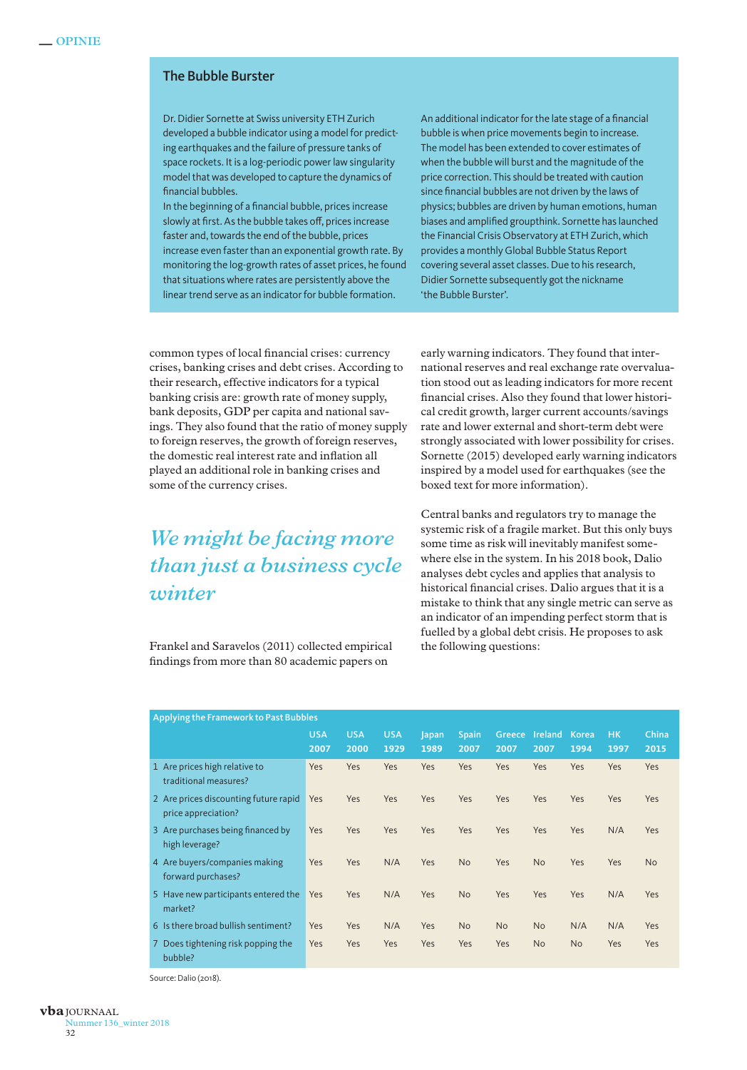## The Bubble Burster

Dr. Didier Sornette at Swiss university ETH Zurich developed a bubble indicator using a model for predicting earthquakes and the failure of pressure tanks of space rockets. It is a log-periodic power law singularity model that was developed to capture the dynamics of financial bubbles.

In the beginning of a financial bubble, prices increase slowly at first. As the bubble takes off, prices increase faster and, towards the end of the bubble, prices increase even faster than an exponential growth rate. By monitoring the log-growth rates of asset prices, he found that situations where rates are persistently above the linear trend serve as an indicator for bubble formation.

An additional indicator for the late stage of a financial bubble is when price movements begin to increase. The model has been extended to cover estimates of when the bubble will burst and the magnitude of the price correction. This should be treated with caution since financial bubbles are not driven by the laws of physics; bubbles are driven by human emotions, human biases and amplified groupthink. Sornette has launched the Financial Crisis Observatory at ETH Zurich, which provides a monthly Global Bubble Status Report covering several asset classes. Due to his research, Didier Sornette subsequently got the nickname 'the Bubble Burster'.

common types of local financial crises: currency crises, banking crises and debt crises. According to their research, effective indicators for a typical banking crisis are: growth rate of money supply, bank deposits, GDP per capita and national savings. They also found that the ratio of money supply to foreign reserves, the growth of foreign reserves, the domestic real interest rate and inflation all played an additional role in banking crises and some of the currency crises.

*We might be facing more than just a business cycle winter*

Frankel and Saravelos (2011) collected empirical findings from more than 80 academic papers on early warning indicators. They found that international reserves and real exchange rate overvaluation stood out as leading indicators for more recent financial crises. Also they found that lower historical credit growth, larger current accounts/savings rate and lower external and short-term debt were strongly associated with lower possibility for crises. Sornette (2015) developed early warning indicators inspired by a model used for earthquakes (see the boxed text for more information).

Central banks and regulators try to manage the systemic risk of a fragile market. But this only buys some time as risk will inevitably manifest somewhere else in the system. In his 2018 book, Dalio analyses debt cycles and applies that analysis to historical financial crises. Dalio argues that it is a mistake to think that any single metric can serve as an indicator of an impending perfect storm that is fuelled by a global debt crisis. He proposes to ask the following questions:

**Applying the Framework to Past Bubbles**

| | USA 2007 | USA 2000 | USA 1929 | Japan 1989 | Spain 2007 | Greece 2007 | Ireland 2007 | Korea 1994 | HK 1997 | China 2015 |
|---|---|---|---|---|---|---|---|---|---|---|
| 1 Are prices high relative to traditional measures? | Yes | Yes | Yes | Yes | Yes | Yes | Yes | Yes | Yes | Yes |
| 2 Are prices discounting future rapid price appreciation? | Yes | Yes | Yes | Yes | Yes | Yes | Yes | Yes | Yes | Yes |
| 3 Are purchases being financed by high leverage? | Yes | Yes | Yes | Yes | Yes | Yes | Yes | Yes | N/A | Yes |
| 4 Are buyers/companies making forward purchases? | Yes | Yes | N/A | Yes | No | Yes | No | Yes | Yes | No |
| 5 Have new participants entered the market? | Yes | Yes | N/A | Yes | No | Yes | Yes | Yes | N/A | Yes |
| 6 Is there broad bullish sentiment? | Yes | Yes | N/A | Yes | No | No | No | N/A | N/A | Yes |
| 7 Does tightening risk popping the bubble? | Yes | Yes | Yes | Yes | Yes | Yes | No | No | Yes | Yes |

Source: Dalio (2018).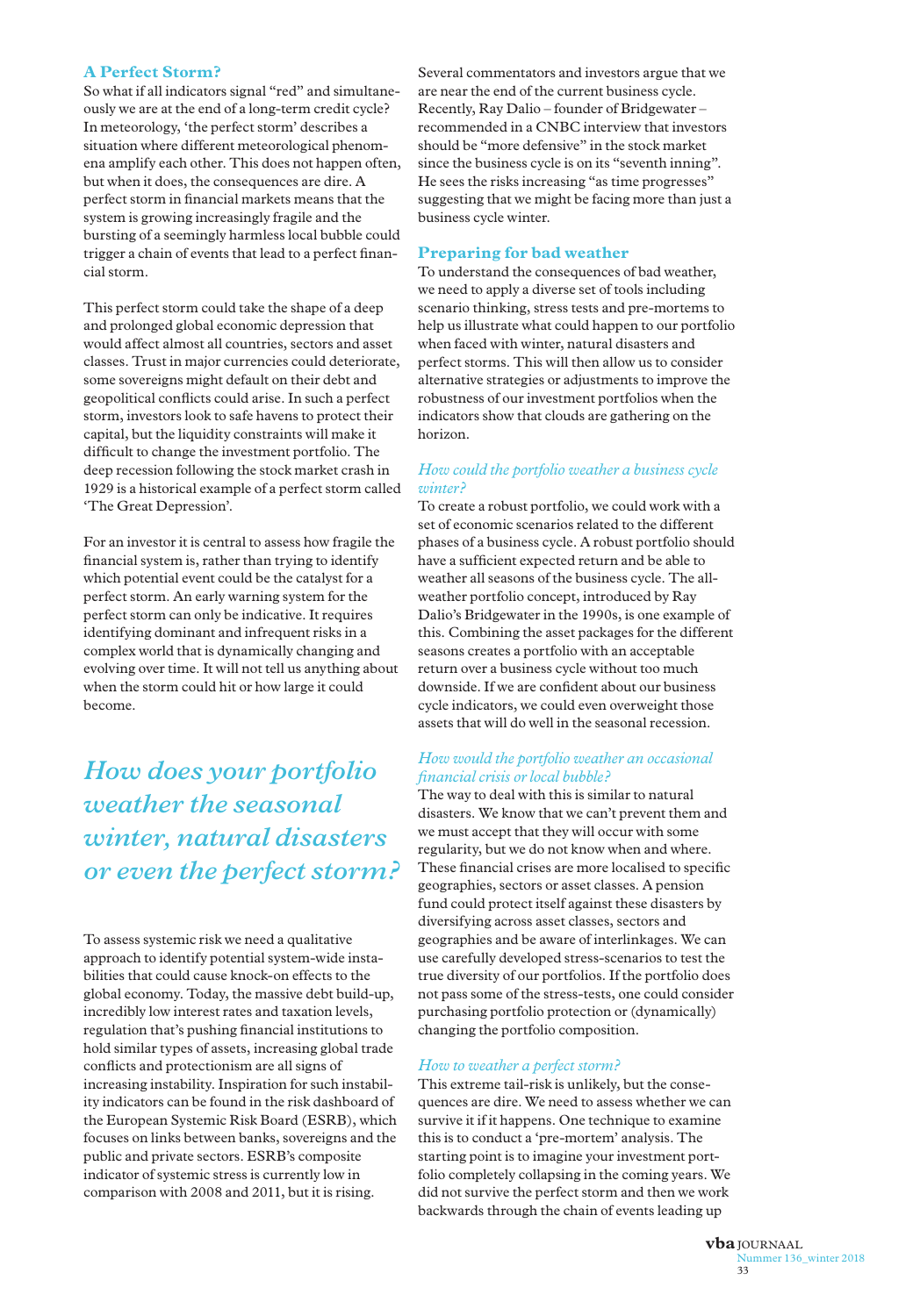## A Perfect Storm?

So what if all indicators signal "red" and simultaneously we are at the end of a long-term credit cycle? In meteorology, 'the perfect storm' describes a situation where different meteorological phenomena amplify each other. This does not happen often, but when it does, the consequences are dire. A perfect storm in financial markets means that the system is growing increasingly fragile and the bursting of a seemingly harmless local bubble could trigger a chain of events that lead to a perfect financial storm.

This perfect storm could take the shape of a deep and prolonged global economic depression that would affect almost all countries, sectors and asset classes. Trust in major currencies could deteriorate, some sovereigns might default on their debt and geopolitical conflicts could arise. In such a perfect storm, investors look to safe havens to protect their capital, but the liquidity constraints will make it difficult to change the investment portfolio. The deep recession following the stock market crash in 1929 is a historical example of a perfect storm called 'The Great Depression'.

For an investor it is central to assess how fragile the financial system is, rather than trying to identify which potential event could be the catalyst for a perfect storm. An early warning system for the perfect storm can only be indicative. It requires identifying dominant and infrequent risks in a complex world that is dynamically changing and evolving over time. It will not tell us anything about when the storm could hit or how large it could become.

*How does your portfolio weather the seasonal winter, natural disasters or even the perfect storm?*

To assess systemic risk we need a qualitative approach to identify potential system-wide instabilities that could cause knock-on effects to the global economy. Today, the massive debt build-up, incredibly low interest rates and taxation levels, regulation that's pushing financial institutions to hold similar types of assets, increasing global trade conflicts and protectionism are all signs of increasing instability. Inspiration for such instability indicators can be found in the risk dashboard of the European Systemic Risk Board (ESRB), which focuses on links between banks, sovereigns and the public and private sectors. ESRB's composite indicator of systemic stress is currently low in comparison with 2008 and 2011, but it is rising.

Several commentators and investors argue that we are near the end of the current business cycle. Recently, Ray Dalio – founder of Bridgewater – recommended in a CNBC interview that investors should be "more defensive" in the stock market since the business cycle is on its "seventh inning". He sees the risks increasing "as time progresses" suggesting that we might be facing more than just a business cycle winter.

## Preparing for bad weather

To understand the consequences of bad weather, we need to apply a diverse set of tools including scenario thinking, stress tests and pre-mortems to help us illustrate what could happen to our portfolio when faced with winter, natural disasters and perfect storms. This will then allow us to consider alternative strategies or adjustments to improve the robustness of our investment portfolios when the indicators show that clouds are gathering on the horizon.

### *How could the portfolio weather a business cycle winter?*

To create a robust portfolio, we could work with a set of economic scenarios related to the different phases of a business cycle. A robust portfolio should have a sufficient expected return and be able to weather all seasons of the business cycle. The all-weather portfolio concept, introduced by Ray Dalio's Bridgewater in the 1990s, is one example of this. Combining the asset packages for the different seasons creates a portfolio with an acceptable return over a business cycle without too much downside. If we are confident about our business cycle indicators, we could even overweight those assets that will do well in the seasonal recession.

### *How would the portfolio weather an occasional financial crisis or local bubble?*

The way to deal with this is similar to natural disasters. We know that we can't prevent them and we must accept that they will occur with some regularity, but we do not know when and where. These financial crises are more localised to specific geographies, sectors or asset classes. A pension fund could protect itself against these disasters by diversifying across asset classes, sectors and geographies and be aware of interlinkages. We can use carefully developed stress-scenarios to test the true diversity of our portfolios. If the portfolio does not pass some of the stress-tests, one could consider purchasing portfolio protection or (dynamically) changing the portfolio composition.

### *How to weather a perfect storm?*

This extreme tail-risk is unlikely, but the consequences are dire. We need to assess whether we can survive it if it happens. One technique to examine this is to conduct a 'pre-mortem' analysis. The starting point is to imagine your investment portfolio completely collapsing in the coming years. We did not survive the perfect storm and then we work backwards through the chain of events leading up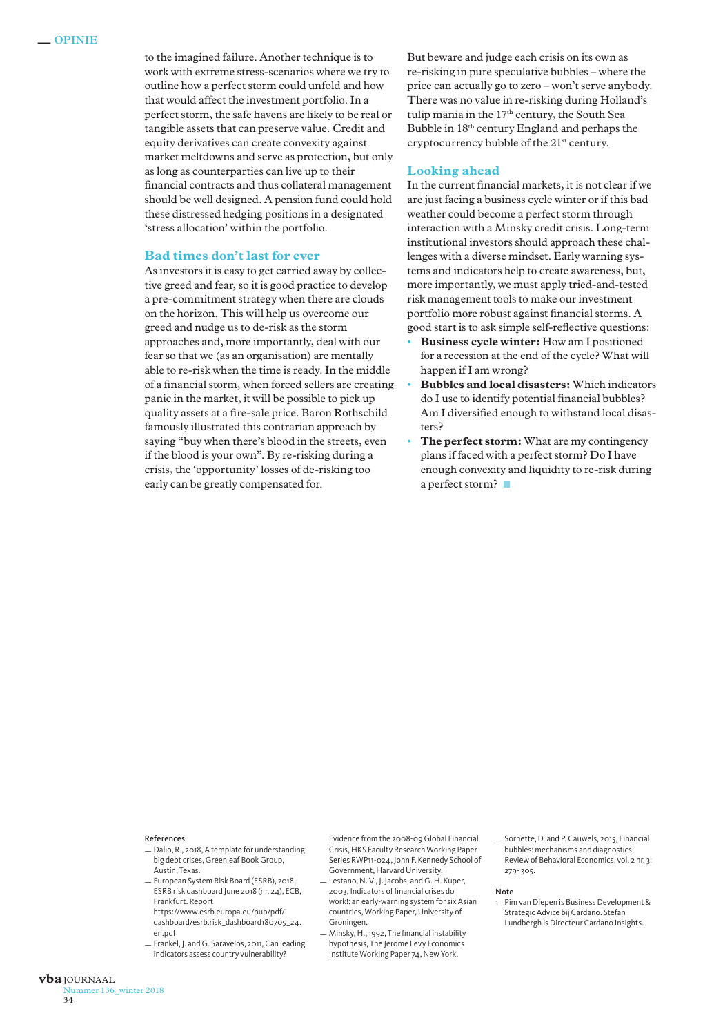to the imagined failure. Another technique is to work with extreme stress-scenarios where we try to outline how a perfect storm could unfold and how that would affect the investment portfolio. In a perfect storm, the safe havens are likely to be real or tangible assets that can preserve value. Credit and equity derivatives can create convexity against market meltdowns and serve as protection, but only as long as counterparties can live up to their financial contracts and thus collateral management should be well designed. A pension fund could hold these distressed hedging positions in a designated 'stress allocation' within the portfolio.

## Bad times don't last for ever

As investors it is easy to get carried away by collective greed and fear, so it is good practice to develop a pre-commitment strategy when there are clouds on the horizon. This will help us overcome our greed and nudge us to de-risk as the storm approaches and, more importantly, deal with our fear so that we (as an organisation) are mentally able to re-risk when the time is ready. In the middle of a financial storm, when forced sellers are creating panic in the market, it will be possible to pick up quality assets at a fire-sale price. Baron Rothschild famously illustrated this contrarian approach by saying "buy when there's blood in the streets, even if the blood is your own". By re-risking during a crisis, the 'opportunity' losses of de-risking too early can be greatly compensated for.

But beware and judge each crisis on its own as re-risking in pure speculative bubbles – where the price can actually go to zero – won't serve anybody. There was no value in re-risking during Holland's tulip mania in the 17th century, the South Sea Bubble in 18th century England and perhaps the cryptocurrency bubble of the 21st century.

## Looking ahead

In the current financial markets, it is not clear if we are just facing a business cycle winter or if this bad weather could become a perfect storm through interaction with a Minsky credit crisis. Long-term institutional investors should approach these challenges with a diverse mindset. Early warning systems and indicators help to create awareness, but, more importantly, we must apply tried-and-tested risk management tools to make our investment portfolio more robust against financial storms. A good start is to ask simple self-reflective questions:

- **Business cycle winter:** How am I positioned for a recession at the end of the cycle? What will happen if I am wrong?
- **Bubbles and local disasters:** Which indicators do I use to identify potential financial bubbles? Am I diversified enough to withstand local disasters?
- **The perfect storm:** What are my contingency plans if faced with a perfect storm? Do I have enough convexity and liquidity to re-risk during a perfect storm?

### References

- Dalio, R., 2018, A template for understanding big debt crises, Greenleaf Book Group, Austin, Texas.
- European System Risk Board (ESRB), 2018, ESRB risk dashboard June 2018 (nr. 24), ECB, Frankfurt. Report https://www.esrb.europa.eu/pub/pdf/dashboard/esrb.risk_dashboard180705_24.en.pdf
- Frankel, J. and G. Saravelos, 2011, Can leading indicators assess country vulnerability? Evidence from the 2008-09 Global Financial Crisis, HKS Faculty Research Working Paper Series RWP11-024, John F. Kennedy School of Government, Harvard University.
- Lestano, N. V., J. Jacobs, and G. H. Kuper, 2003, Indicators of financial crises do work!: an early-warning system for six Asian countries, Working Paper, University of Groningen.
- Minsky, H., 1992, The financial instability hypothesis, The Jerome Levy Economics Institute Working Paper 74, New York.
- Sornette, D. and P. Cauwels, 2015, Financial bubbles: mechanisms and diagnostics, Review of Behavioral Economics, vol. 2 nr. 3: 279-305.

### Note

1 Pim van Diepen is Business Development & Strategic Advice bij Cardano. Stefan Lundbergh is Directeur Cardano Insights.